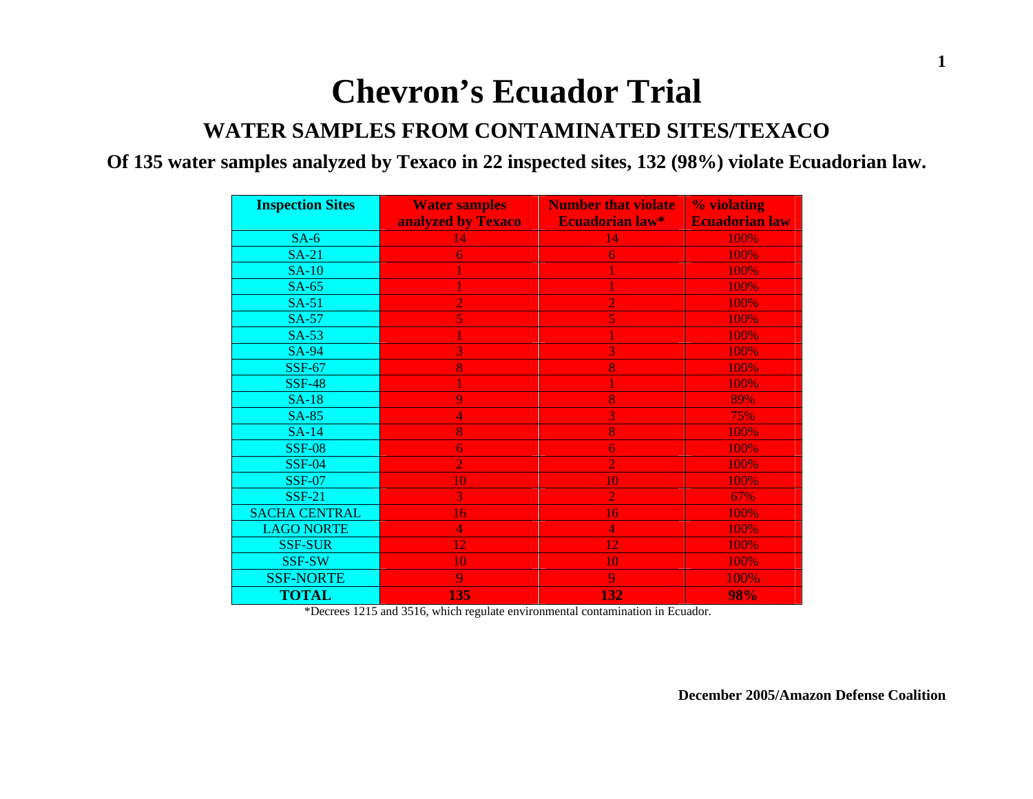# Chevron's Ecuador Trial

## WATER SAMPLES FROM CONTAMINATED SITES/TEXACO

**Of 135 water samples analyzed by Texaco in 22 inspected sites, 132 (98%) violate Ecuadorian law.**

| Inspection Sites | Water samples analyzed by Texaco | Number that violate Ecuadorian law* | % violating Ecuadorian law |
|---|---|---|---|
| SA-6 | 14 | 14 | 100% |
| SA-21 | 6 | 6 | 100% |
| SA-10 | 1 | 1 | 100% |
| SA-65 | 1 | 1 | 100% |
| SA-51 | 2 | 2 | 100% |
| SA-57 | 5 | 5 | 100% |
| SA-53 | 1 | 1 | 100% |
| SA-94 | 3 | 3 | 100% |
| SSF-67 | 8 | 8 | 100% |
| SSF-48 | 1 | 1 | 100% |
| SA-18 | 9 | 8 | 89% |
| SA-85 | 4 | 3 | 75% |
| SA-14 | 8 | 8 | 100% |
| SSF-08 | 6 | 6 | 100% |
| SSF-04 | 2 | 2 | 100% |
| SSF-07 | 10 | 10 | 100% |
| SSF-21 | 3 | 2 | 67% |
| SACHA CENTRAL | 16 | 16 | 100% |
| LAGO NORTE | 4 | 4 | 100% |
| SSF-SUR | 12 | 12 | 100% |
| SSF-SW | 10 | 10 | 100% |
| SSF-NORTE | 9 | 9 | 100% |
| **TOTAL** | **135** | **132** | **98%** |

*Decrees 1215 and 3516, which regulate environmental contamination in Ecuador.

**December 2005/Amazon Defense Coalition**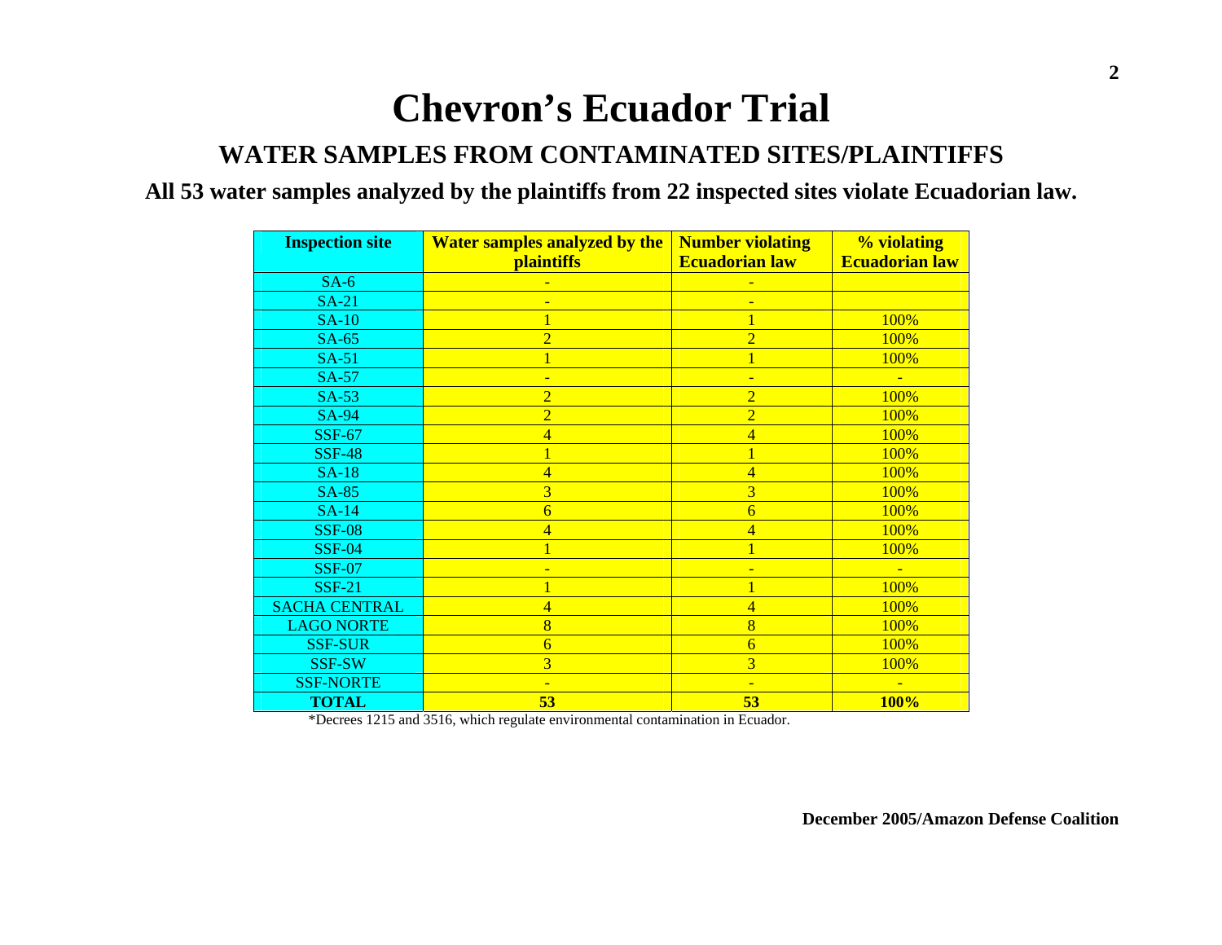# Chevron's Ecuador Trial

## WATER SAMPLES FROM CONTAMINATED SITES/PLAINTIFFS

**All 53 water samples analyzed by the plaintiffs from 22 inspected sites violate Ecuadorian law.**

| Inspection site | Water samples analyzed by the plaintiffs | Number violating Ecuadorian law | % violating Ecuadorian law |
|---|---|---|---|
| SA-6 | - | - | |
| SA-21 | - | - | |
| SA-10 | 1 | 1 | 100% |
| SA-65 | 2 | 2 | 100% |
| SA-51 | 1 | 1 | 100% |
| SA-57 | - | - | - |
| SA-53 | 2 | 2 | 100% |
| SA-94 | 2 | 2 | 100% |
| SSF-67 | 4 | 4 | 100% |
| SSF-48 | 1 | 1 | 100% |
| SA-18 | 4 | 4 | 100% |
| SA-85 | 3 | 3 | 100% |
| SA-14 | 6 | 6 | 100% |
| SSF-08 | 4 | 4 | 100% |
| SSF-04 | 1 | 1 | 100% |
| SSF-07 | - | - | - |
| SSF-21 | 1 | 1 | 100% |
| SACHA CENTRAL | 4 | 4 | 100% |
| LAGO NORTE | 8 | 8 | 100% |
| SSF-SUR | 6 | 6 | 100% |
| SSF-SW | 3 | 3 | 100% |
| SSF-NORTE | - | - | - |
| **TOTAL** | **53** | **53** | **100%** |

*Decrees 1215 and 3516, which regulate environmental contamination in Ecuador.

**December 2005/Amazon Defense Coalition**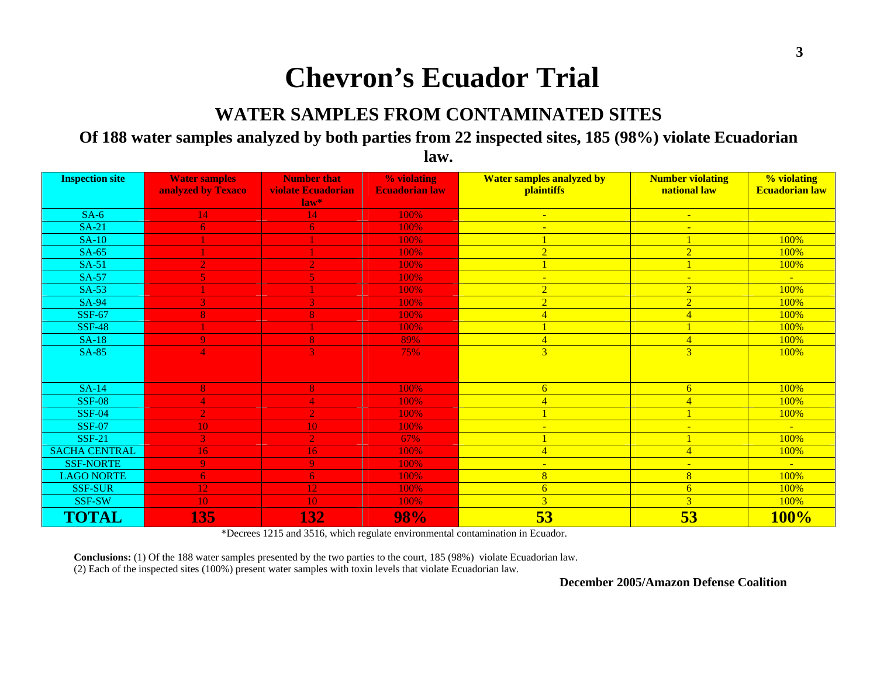# Chevron's Ecuador Trial

## WATER SAMPLES FROM CONTAMINATED SITES

### Of 188 water samples analyzed by both parties from 22 inspected sites, 185 (98%) violate Ecuadorian law.

| Inspection site | Water samples analyzed by Texaco | Number that violate Ecuadorian law* | % violating Ecuadorian law | Water samples analyzed by plaintiffs | Number violating national law | % violating Ecuadorian law |
|---|---|---|---|---|---|---|
| SA-6 | 14 | 14 | 100% | - | - | |
| SA-21 | 6 | 6 | 100% | - | - | |
| SA-10 | 1 | 1 | 100% | 1 | 1 | 100% |
| SA-65 | 1 | 1 | 100% | 2 | 2 | 100% |
| SA-51 | 2 | 2 | 100% | 1 | 1 | 100% |
| SA-57 | 5 | 5 | 100% | - | - | - |
| SA-53 | 1 | 1 | 100% | 2 | 2 | 100% |
| SA-94 | 3 | 3 | 100% | 2 | 2 | 100% |
| SSF-67 | 8 | 8 | 100% | 4 | 4 | 100% |
| SSF-48 | 1 | 1 | 100% | 1 | 1 | 100% |
| SA-18 | 9 | 8 | 89% | 4 | 4 | 100% |
| SA-85 | 4 | 3 | 75% | 3 | 3 | 100% |
| SA-14 | 8 | 8 | 100% | 6 | 6 | 100% |
| SSF-08 | 4 | 4 | 100% | 4 | 4 | 100% |
| SSF-04 | 2 | 2 | 100% | 1 | 1 | 100% |
| SSF-07 | 10 | 10 | 100% | - | - | - |
| SSF-21 | 3 | 2 | 67% | 1 | 1 | 100% |
| SACHA CENTRAL | 16 | 16 | 100% | 4 | 4 | 100% |
| SSF-NORTE | 9 | 9 | 100% | - | - | - |
| LAGO NORTE | 6 | 6 | 100% | 8 | 8 | 100% |
| SSF-SUR | 12 | 12 | 100% | 6 | 6 | 100% |
| SSF-SW | 10 | 10 | 100% | 3 | 3 | 100% |
| **TOTAL** | **135** | **132** | **98%** | **53** | **53** | **100%** |

*Decrees 1215 and 3516, which regulate environmental contamination in Ecuador.

**Conclusions:** (1) Of the 188 water samples presented by the two parties to the court, 185 (98%) violate Ecuadorian law.
(2) Each of the inspected sites (100%) present water samples with toxin levels that violate Ecuadorian law.

**December 2005/Amazon Defense Coalition**